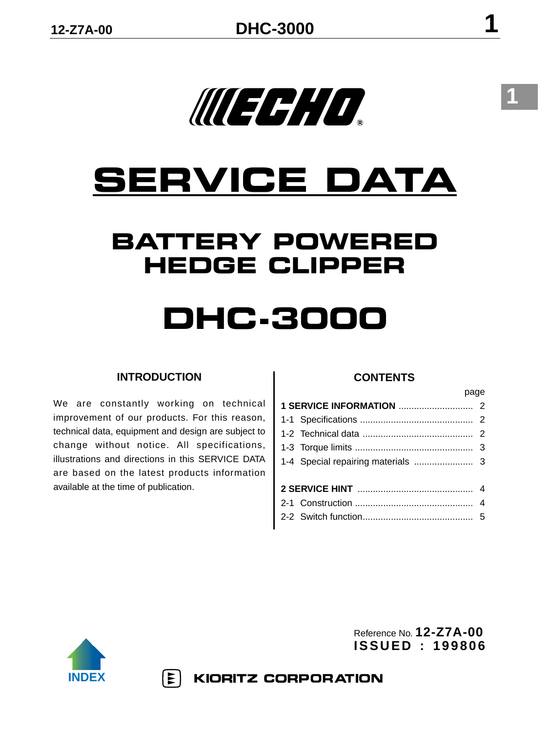ECHO®

# SERVICE DATA

## BATTERY POWERED HEDGE CLIPPER

# DHC-3000

### INTRODUCTION

We are constantly working on technical improvement of our products. For this reason, technical data, equipment and design are subject to change without notice. All specifications, illustrations and directions in this SERVICE DATA are based on the latest products information available at the time of publication.

### CONTENTS

| | page |
|---|---|
| **1 SERVICE INFORMATION** | 2 |
| 1-1 Specifications | 2 |
| 1-2 Technical data | 2 |
| 1-3 Torque limits | 3 |
| 1-4 Special repairing materials | 3 |
| **2 SERVICE HINT** | 4 |
| 2-1 Construction | 4 |
| 2-2 Switch function | 5 |

Reference No. **12-Z7A-00**
**ISSUED : 199806**

INDEX

KIORITZ CORPORATION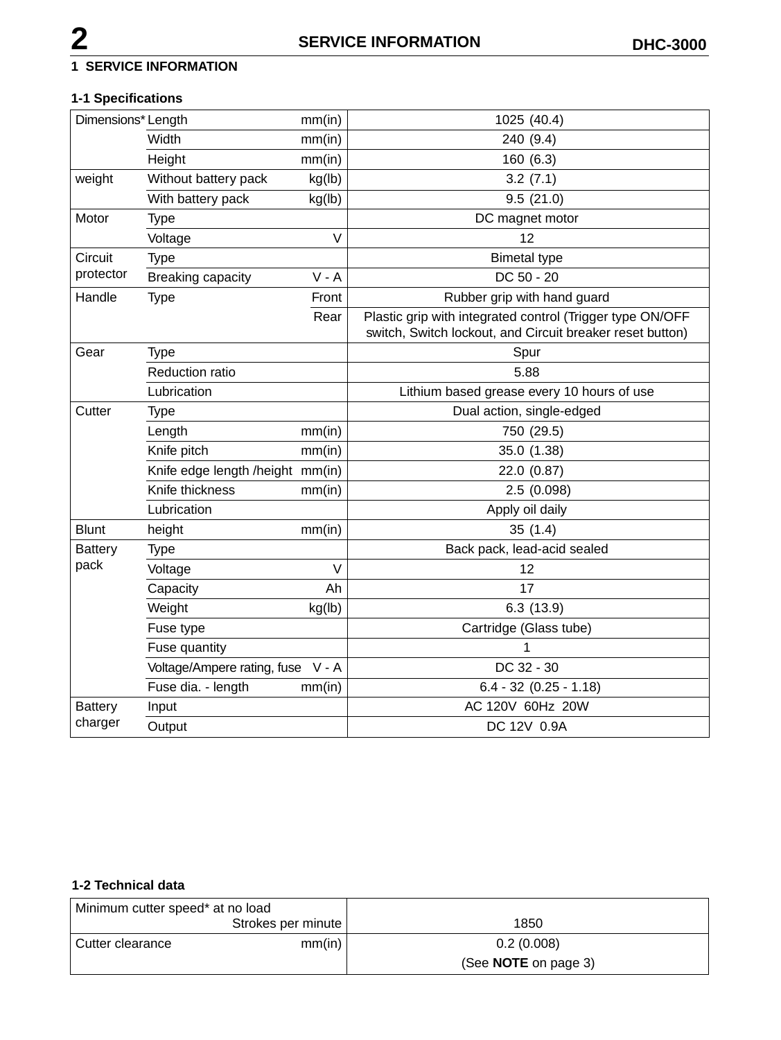# 1 SERVICE INFORMATION

## 1-1 Specifications

| | | | |
|---|---|---|---|
| Dimensions* | Length | mm(in) | 1025 (40.4) |
| | Width | mm(in) | 240 (9.4) |
| | Height | mm(in) | 160 (6.3) |
| weight | Without battery pack | kg(lb) | 3.2 (7.1) |
| | With battery pack | kg(lb) | 9.5 (21.0) |
| Motor | Type | | DC magnet motor |
| | Voltage | V | 12 |
| Circuit protector | Type | | Bimetal type |
| | Breaking capacity | V - A | DC 50 - 20 |
| Handle | Type | Front | Rubber grip with hand guard |
| | | Rear | Plastic grip with integrated control (Trigger type ON/OFF switch, Switch lockout, and Circuit breaker reset button) |
| Gear | Type | | Spur |
| | Reduction ratio | | 5.88 |
| | Lubrication | | Lithium based grease every 10 hours of use |
| Cutter | Type | | Dual action, single-edged |
| | Length | mm(in) | 750 (29.5) |
| | Knife pitch | mm(in) | 35.0 (1.38) |
| | Knife edge length /height | mm(in) | 22.0 (0.87) |
| | Knife thickness | mm(in) | 2.5 (0.098) |
| | Lubrication | | Apply oil daily |
| Blunt | height | mm(in) | 35 (1.4) |
| Battery pack | Type | | Back pack, lead-acid sealed |
| | Voltage | V | 12 |
| | Capacity | Ah | 17 |
| | Weight | kg(lb) | 6.3 (13.9) |
| | Fuse type | | Cartridge (Glass tube) |
| | Fuse quantity | | 1 |
| | Voltage/Ampere rating, fuse | V - A | DC 32 - 30 |
| | Fuse dia. - length | mm(in) | 6.4 - 32 (0.25 - 1.18) |
| Battery charger | Input | | AC 120V 60Hz 20W |
| | Output | | DC 12V 0.9A |

## 1-2 Technical data

| | | |
|---|---|---|
| Minimum cutter speed* at no load | Strokes per minute | 1850 |
| Cutter clearance | mm(in) | 0.2 (0.008) (See **NOTE** on page 3) |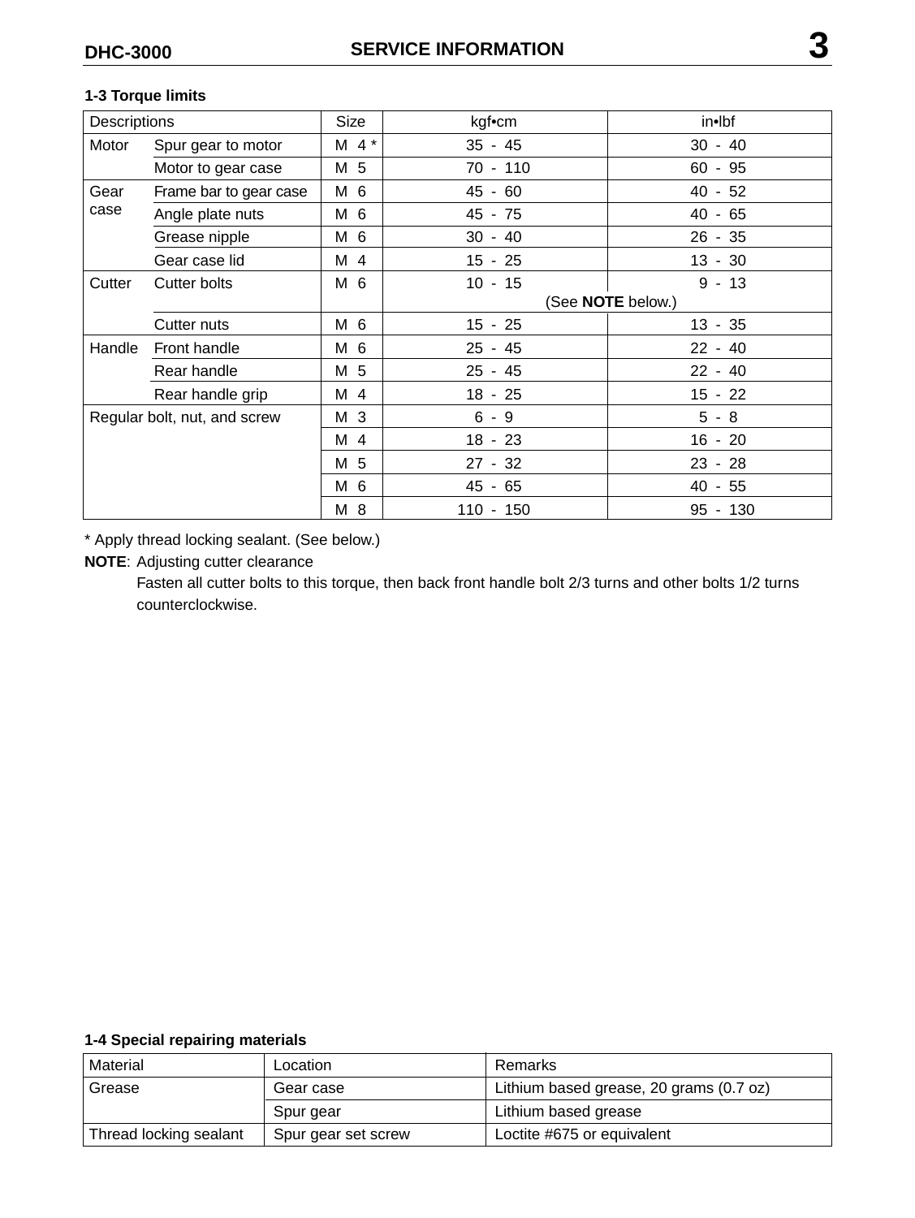### 1-3 Torque limits

| Descriptions | | Size | kgf•cm | in•lbf |
|---|---|---|---|---|
| Motor | Spur gear to motor | M 4 * | 35 - 45 | 30 - 40 |
| | Motor to gear case | M 5 | 70 - 110 | 60 - 95 |
| Gear case | Frame bar to gear case | M 6 | 45 - 60 | 40 - 52 |
| | Angle plate nuts | M 6 | 45 - 75 | 40 - 65 |
| | Grease nipple | M 6 | 30 - 40 | 26 - 35 |
| | Gear case lid | M 4 | 15 - 25 | 13 - 30 |
| Cutter | Cutter bolts | M 6 | 10 - 15 (See **NOTE** below.) | 9 - 13 |
| | Cutter nuts | M 6 | 15 - 25 | 13 - 35 |
| Handle | Front handle | M 6 | 25 - 45 | 22 - 40 |
| | Rear handle | M 5 | 25 - 45 | 22 - 40 |
| | Rear handle grip | M 4 | 18 - 25 | 15 - 22 |
| Regular bolt, nut, and screw | | M 3 | 6 - 9 | 5 - 8 |
| | | M 4 | 18 - 23 | 16 - 20 |
| | | M 5 | 27 - 32 | 23 - 28 |
| | | M 6 | 45 - 65 | 40 - 55 |
| | | M 8 | 110 - 150 | 95 - 130 |

* Apply thread locking sealant. (See below.)

**NOTE**: Adjusting cutter clearance
Fasten all cutter bolts to this torque, then back front handle bolt 2/3 turns and other bolts 1/2 turns counterclockwise.

### 1-4 Special repairing materials

| Material | Location | Remarks |
|---|---|---|
| Grease | Gear case | Lithium based grease, 20 grams (0.7 oz) |
| | Spur gear | Lithium based grease |
| Thread locking sealant | Spur gear set screw | Loctite #675 or equivalent |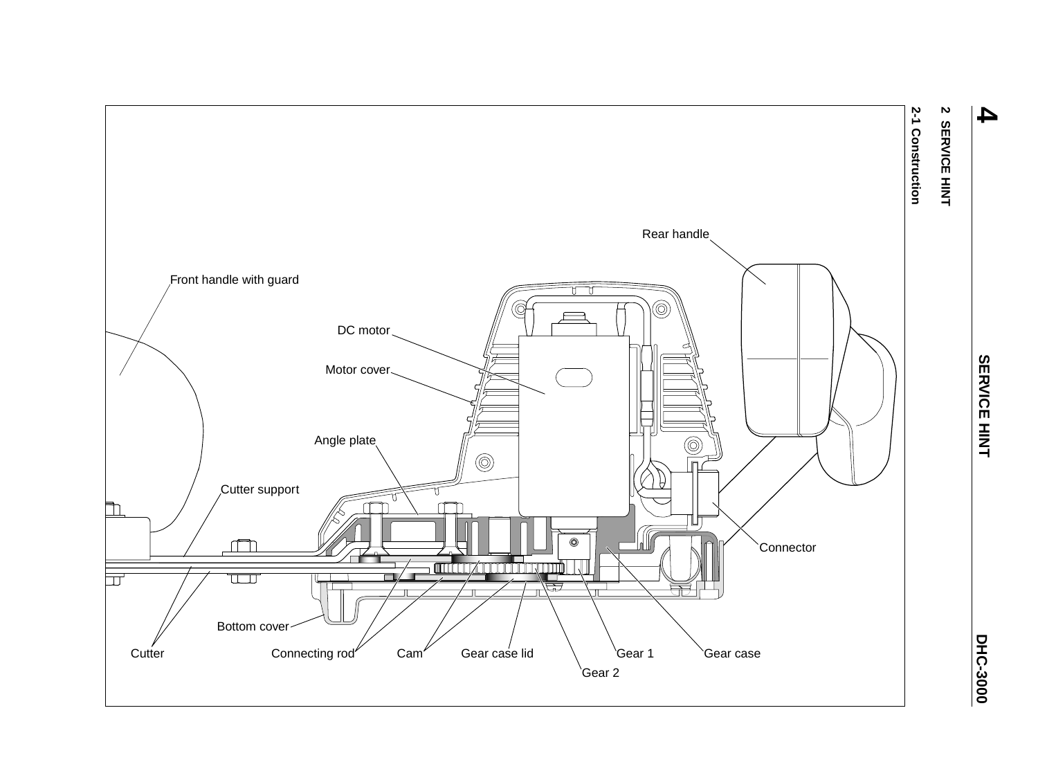## 2 SERVICE HINT

### 2-1 Construction

Rear handle

Front handle with guard

DC motor

Motor cover

Angle plate

Cutter support

Connector

Bottom cover

Cutter

Connecting rod

Cam

Gear case lid

Gear 1

Gear case

Gear 2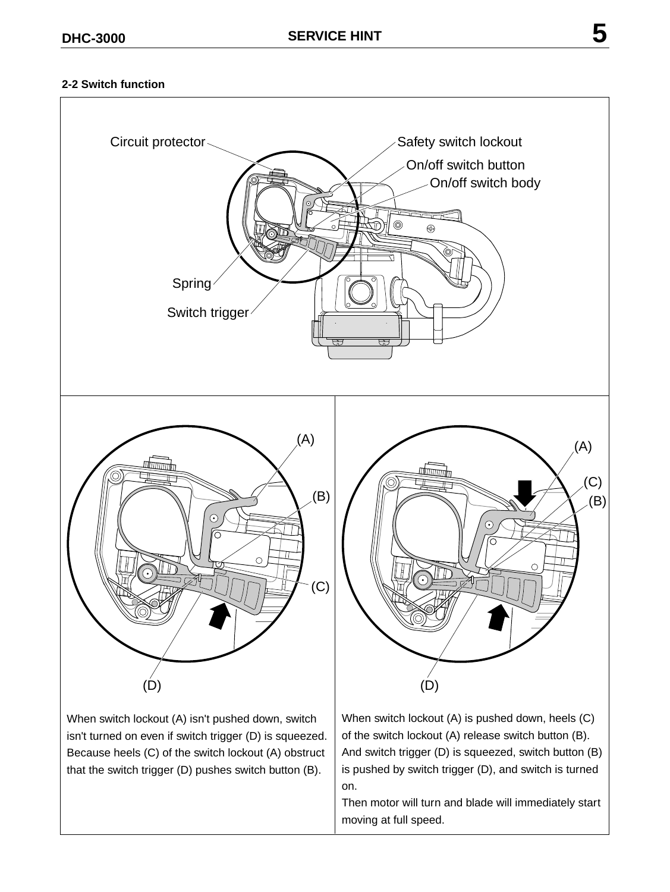## 2-2 Switch function

Circuit protector

Safety switch lockout

On/off switch button

On/off switch body

Spring

Switch trigger

(A)

(B)

(C)

(D)

When switch lockout (A) isn't pushed down, switch isn't turned on even if switch trigger (D) is squeezed. Because heels (C) of the switch lockout (A) obstruct that the switch trigger (D) pushes switch button (B).

(A)

(C)

(B)

(D)

When switch lockout (A) is pushed down, heels (C) of the switch lockout (A) release switch button (B). And switch trigger (D) is squeezed, switch button (B) is pushed by switch trigger (D), and switch is turned on.
Then motor will turn and blade will immediately start moving at full speed.